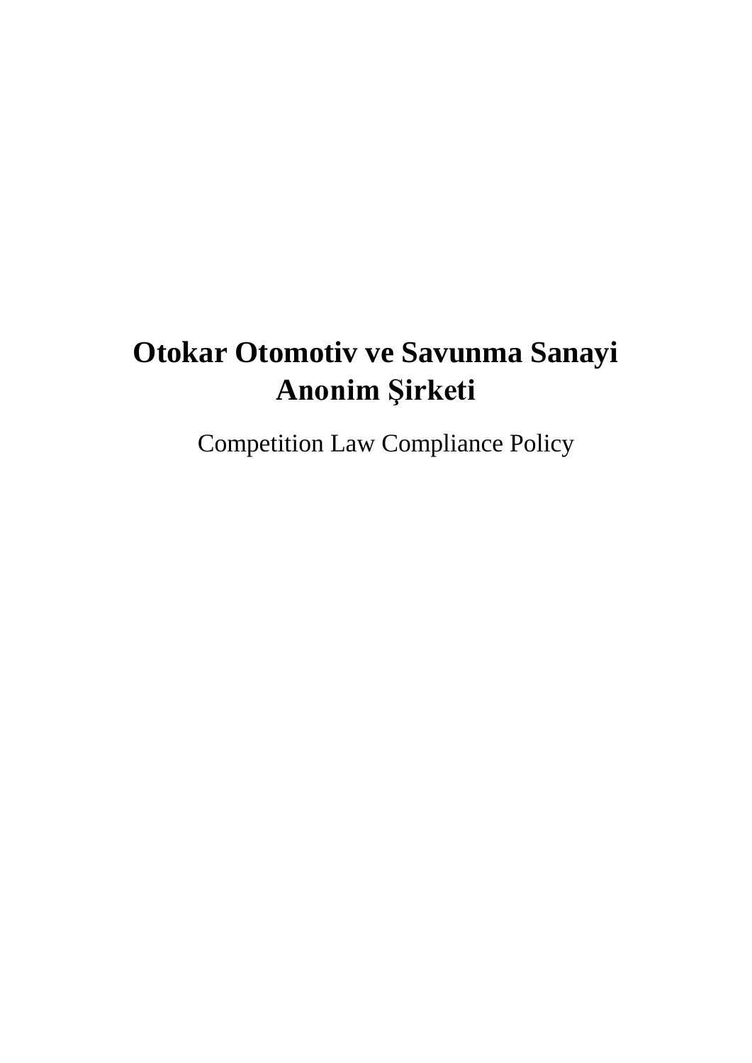# Otokar Otomotiv ve Savunma Sanayi Anonim Şirketi

Competition Law Compliance Policy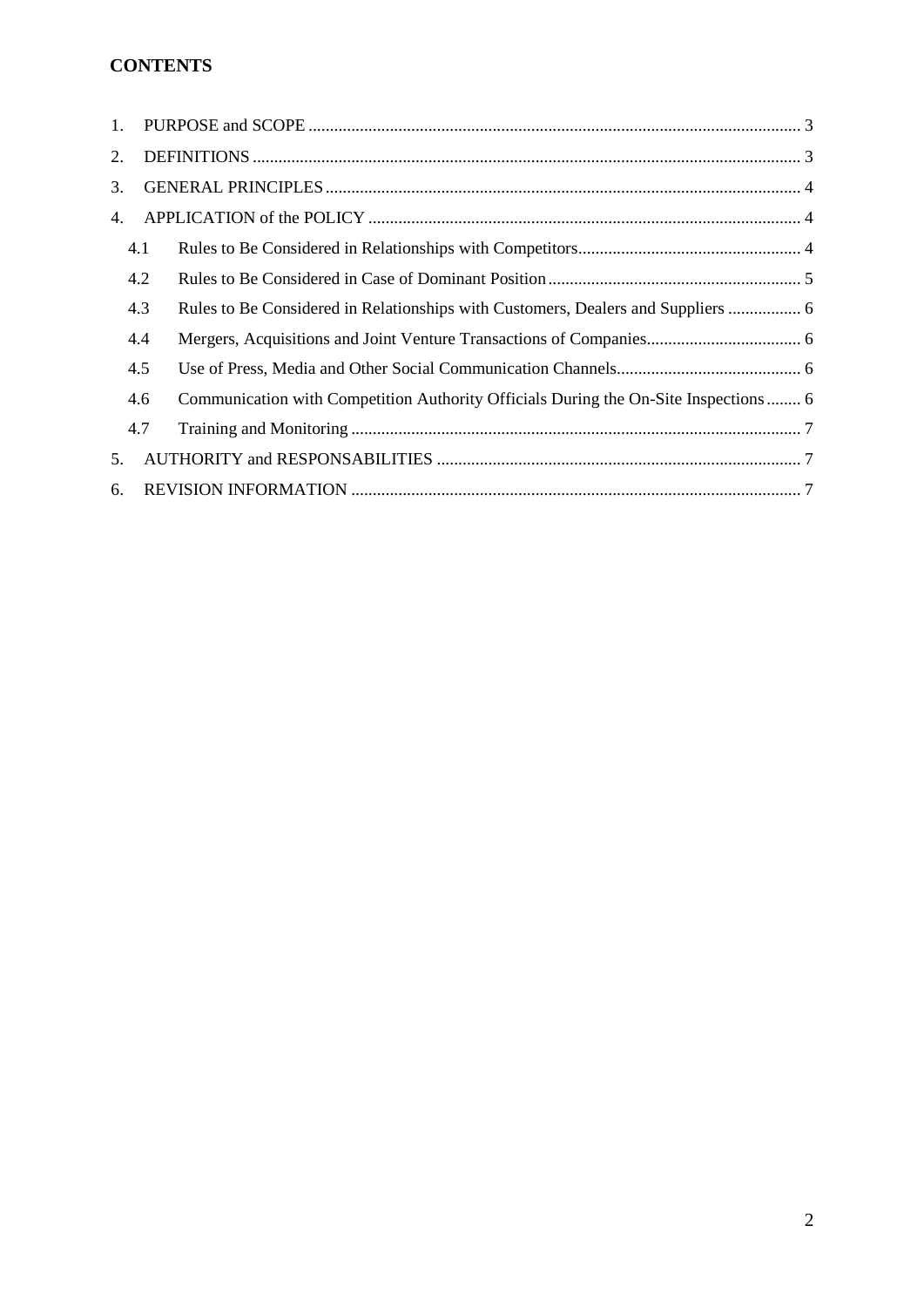**CONTENTS**

1. PURPOSE and SCOPE ..... 3
2. DEFINITIONS ..... 3
3. GENERAL PRINCIPLES ..... 4
4. APPLICATION of the POLICY ..... 4
   - 4.1 Rules to Be Considered in Relationships with Competitors ..... 4
   - 4.2 Rules to Be Considered in Case of Dominant Position ..... 5
   - 4.3 Rules to Be Considered in Relationships with Customers, Dealers and Suppliers ..... 6
   - 4.4 Mergers, Acquisitions and Joint Venture Transactions of Companies ..... 6
   - 4.5 Use of Press, Media and Other Social Communication Channels ..... 6
   - 4.6 Communication with Competition Authority Officials During the On-Site Inspections ..... 6
   - 4.7 Training and Monitoring ..... 7
5. AUTHORITY and RESPONSABILITIES ..... 7
6. REVISION INFORMATION ..... 7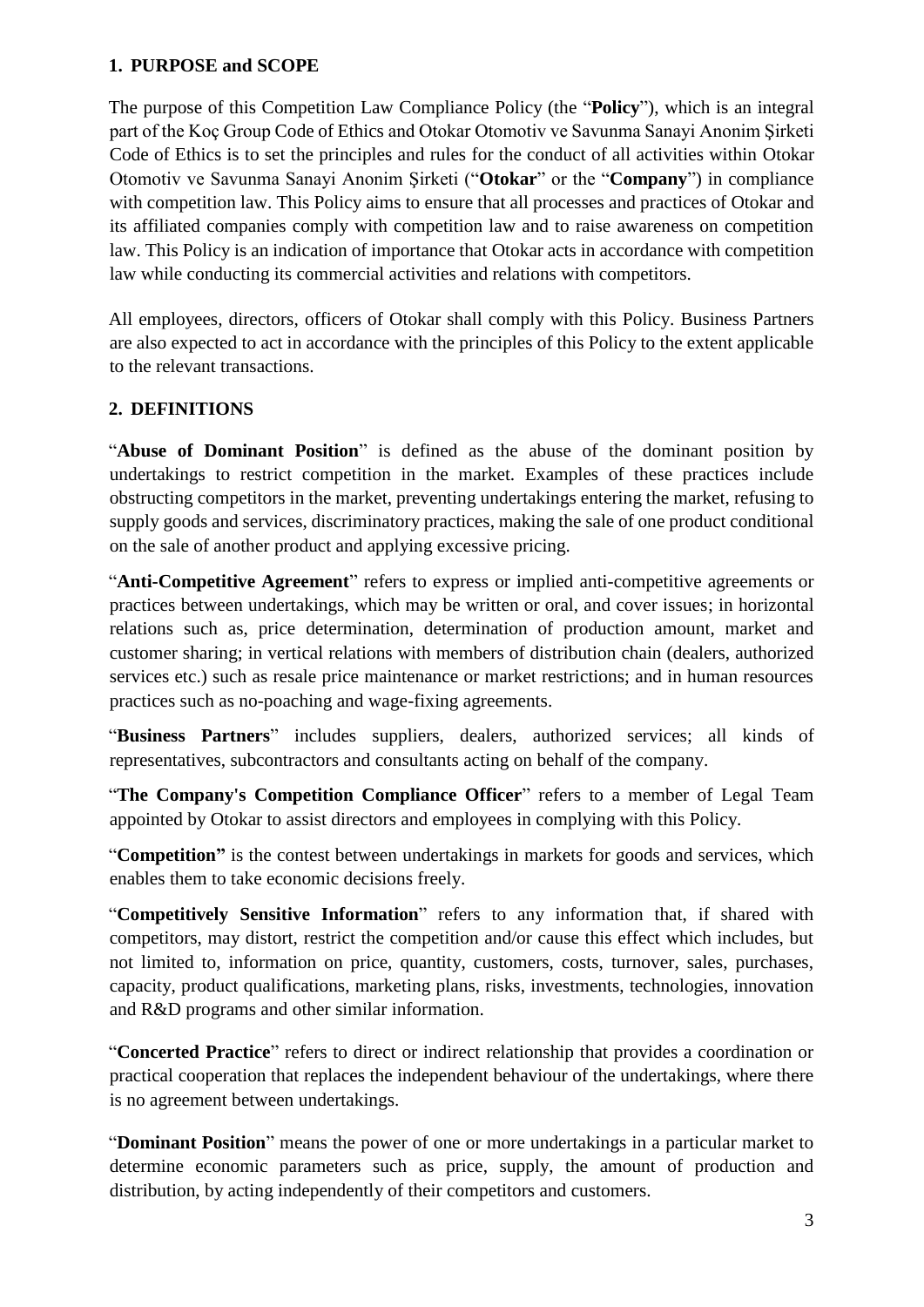## 1. PURPOSE and SCOPE

The purpose of this Competition Law Compliance Policy (the "**Policy**"), which is an integral part of the Koç Group Code of Ethics and Otokar Otomotiv ve Savunma Sanayi Anonim Şirketi Code of Ethics is to set the principles and rules for the conduct of all activities within Otokar Otomotiv ve Savunma Sanayi Anonim Şirketi ("**Otokar**" or the "**Company**") in compliance with competition law. This Policy aims to ensure that all processes and practices of Otokar and its affiliated companies comply with competition law and to raise awareness on competition law. This Policy is an indication of importance that Otokar acts in accordance with competition law while conducting its commercial activities and relations with competitors.

All employees, directors, officers of Otokar shall comply with this Policy. Business Partners are also expected to act in accordance with the principles of this Policy to the extent applicable to the relevant transactions.

## 2. DEFINITIONS

"**Abuse of Dominant Position**" is defined as the abuse of the dominant position by undertakings to restrict competition in the market. Examples of these practices include obstructing competitors in the market, preventing undertakings entering the market, refusing to supply goods and services, discriminatory practices, making the sale of one product conditional on the sale of another product and applying excessive pricing.

"**Anti-Competitive Agreement**" refers to express or implied anti-competitive agreements or practices between undertakings, which may be written or oral, and cover issues; in horizontal relations such as, price determination, determination of production amount, market and customer sharing; in vertical relations with members of distribution chain (dealers, authorized services etc.) such as resale price maintenance or market restrictions; and in human resources practices such as no-poaching and wage-fixing agreements.

"**Business Partners**" includes suppliers, dealers, authorized services; all kinds of representatives, subcontractors and consultants acting on behalf of the company.

"**The Company's Competition Compliance Officer**" refers to a member of Legal Team appointed by Otokar to assist directors and employees in complying with this Policy.

"**Competition"** is the contest between undertakings in markets for goods and services, which enables them to take economic decisions freely.

"**Competitively Sensitive Information**" refers to any information that, if shared with competitors, may distort, restrict the competition and/or cause this effect which includes, but not limited to, information on price, quantity, customers, costs, turnover, sales, purchases, capacity, product qualifications, marketing plans, risks, investments, technologies, innovation and R&D programs and other similar information.

"**Concerted Practice**" refers to direct or indirect relationship that provides a coordination or practical cooperation that replaces the independent behaviour of the undertakings, where there is no agreement between undertakings.

"**Dominant Position**" means the power of one or more undertakings in a particular market to determine economic parameters such as price, supply, the amount of production and distribution, by acting independently of their competitors and customers.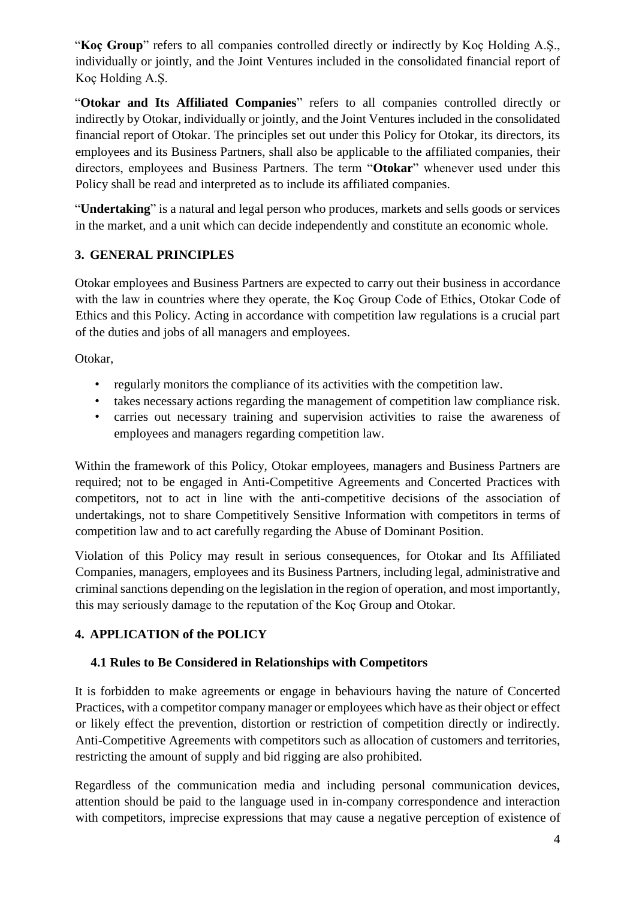"**Koç Group**" refers to all companies controlled directly or indirectly by Koç Holding A.Ş., individually or jointly, and the Joint Ventures included in the consolidated financial report of Koç Holding A.Ş.

"**Otokar and Its Affiliated Companies**" refers to all companies controlled directly or indirectly by Otokar, individually or jointly, and the Joint Ventures included in the consolidated financial report of Otokar. The principles set out under this Policy for Otokar, its directors, its employees and its Business Partners, shall also be applicable to the affiliated companies, their directors, employees and Business Partners. The term "**Otokar**" whenever used under this Policy shall be read and interpreted as to include its affiliated companies.

"**Undertaking**" is a natural and legal person who produces, markets and sells goods or services in the market, and a unit which can decide independently and constitute an economic whole.

## 3. GENERAL PRINCIPLES

Otokar employees and Business Partners are expected to carry out their business in accordance with the law in countries where they operate, the Koç Group Code of Ethics, Otokar Code of Ethics and this Policy. Acting in accordance with competition law regulations is a crucial part of the duties and jobs of all managers and employees.

Otokar,

- regularly monitors the compliance of its activities with the competition law.
- takes necessary actions regarding the management of competition law compliance risk.
- carries out necessary training and supervision activities to raise the awareness of employees and managers regarding competition law.

Within the framework of this Policy, Otokar employees, managers and Business Partners are required; not to be engaged in Anti-Competitive Agreements and Concerted Practices with competitors, not to act in line with the anti-competitive decisions of the association of undertakings, not to share Competitively Sensitive Information with competitors in terms of competition law and to act carefully regarding the Abuse of Dominant Position.

Violation of this Policy may result in serious consequences, for Otokar and Its Affiliated Companies, managers, employees and its Business Partners, including legal, administrative and criminal sanctions depending on the legislation in the region of operation, and most importantly, this may seriously damage to the reputation of the Koç Group and Otokar.

## 4. APPLICATION of the POLICY

### 4.1 Rules to Be Considered in Relationships with Competitors

It is forbidden to make agreements or engage in behaviours having the nature of Concerted Practices, with a competitor company manager or employees which have as their object or effect or likely effect the prevention, distortion or restriction of competition directly or indirectly. Anti-Competitive Agreements with competitors such as allocation of customers and territories, restricting the amount of supply and bid rigging are also prohibited.

Regardless of the communication media and including personal communication devices, attention should be paid to the language used in in-company correspondence and interaction with competitors, imprecise expressions that may cause a negative perception of existence of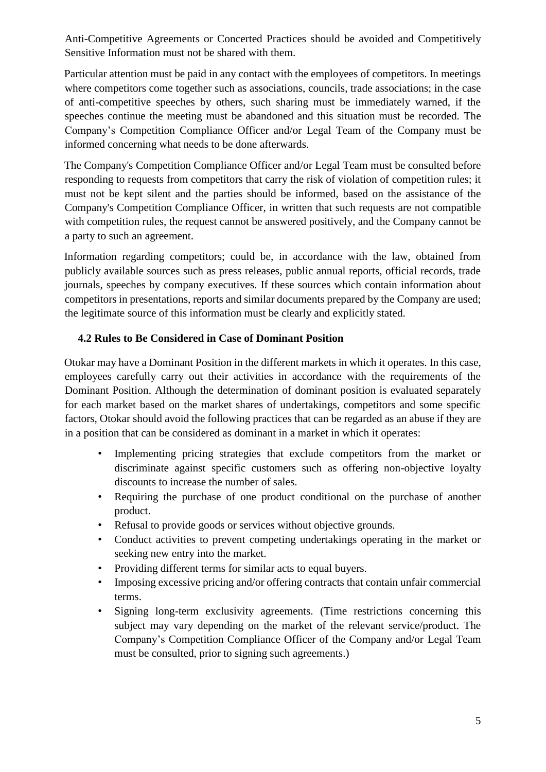Anti-Competitive Agreements or Concerted Practices should be avoided and Competitively Sensitive Information must not be shared with them.

Particular attention must be paid in any contact with the employees of competitors. In meetings where competitors come together such as associations, councils, trade associations; in the case of anti-competitive speeches by others, such sharing must be immediately warned, if the speeches continue the meeting must be abandoned and this situation must be recorded. The Company's Competition Compliance Officer and/or Legal Team of the Company must be informed concerning what needs to be done afterwards.

The Company's Competition Compliance Officer and/or Legal Team must be consulted before responding to requests from competitors that carry the risk of violation of competition rules; it must not be kept silent and the parties should be informed, based on the assistance of the Company's Competition Compliance Officer, in written that such requests are not compatible with competition rules, the request cannot be answered positively, and the Company cannot be a party to such an agreement.

Information regarding competitors; could be, in accordance with the law, obtained from publicly available sources such as press releases, public annual reports, official records, trade journals, speeches by company executives. If these sources which contain information about competitors in presentations, reports and similar documents prepared by the Company are used; the legitimate source of this information must be clearly and explicitly stated.

### 4.2 Rules to Be Considered in Case of Dominant Position

Otokar may have a Dominant Position in the different markets in which it operates. In this case, employees carefully carry out their activities in accordance with the requirements of the Dominant Position. Although the determination of dominant position is evaluated separately for each market based on the market shares of undertakings, competitors and some specific factors, Otokar should avoid the following practices that can be regarded as an abuse if they are in a position that can be considered as dominant in a market in which it operates:

- Implementing pricing strategies that exclude competitors from the market or discriminate against specific customers such as offering non-objective loyalty discounts to increase the number of sales.
- Requiring the purchase of one product conditional on the purchase of another product.
- Refusal to provide goods or services without objective grounds.
- Conduct activities to prevent competing undertakings operating in the market or seeking new entry into the market.
- Providing different terms for similar acts to equal buyers.
- Imposing excessive pricing and/or offering contracts that contain unfair commercial terms.
- Signing long-term exclusivity agreements. (Time restrictions concerning this subject may vary depending on the market of the relevant service/product. The Company's Competition Compliance Officer of the Company and/or Legal Team must be consulted, prior to signing such agreements.)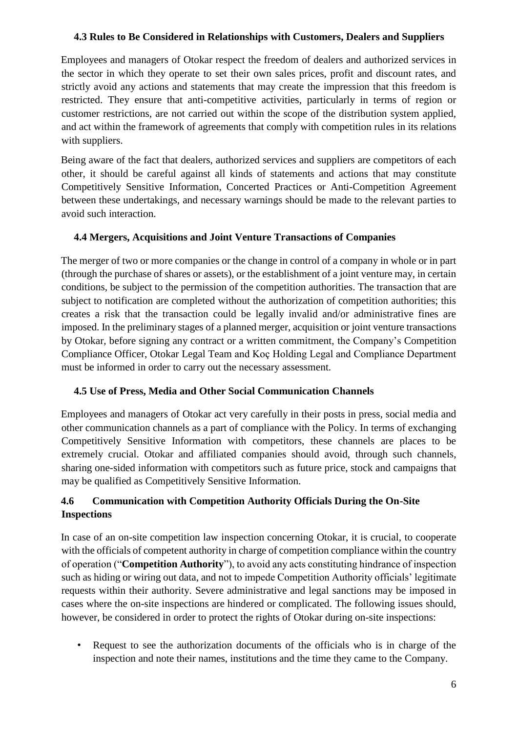### 4.3 Rules to Be Considered in Relationships with Customers, Dealers and Suppliers

Employees and managers of Otokar respect the freedom of dealers and authorized services in the sector in which they operate to set their own sales prices, profit and discount rates, and strictly avoid any actions and statements that may create the impression that this freedom is restricted. They ensure that anti-competitive activities, particularly in terms of region or customer restrictions, are not carried out within the scope of the distribution system applied, and act within the framework of agreements that comply with competition rules in its relations with suppliers.

Being aware of the fact that dealers, authorized services and suppliers are competitors of each other, it should be careful against all kinds of statements and actions that may constitute Competitively Sensitive Information, Concerted Practices or Anti-Competition Agreement between these undertakings, and necessary warnings should be made to the relevant parties to avoid such interaction.

### 4.4 Mergers, Acquisitions and Joint Venture Transactions of Companies

The merger of two or more companies or the change in control of a company in whole or in part (through the purchase of shares or assets), or the establishment of a joint venture may, in certain conditions, be subject to the permission of the competition authorities. The transaction that are subject to notification are completed without the authorization of competition authorities; this creates a risk that the transaction could be legally invalid and/or administrative fines are imposed. In the preliminary stages of a planned merger, acquisition or joint venture transactions by Otokar, before signing any contract or a written commitment, the Company's Competition Compliance Officer, Otokar Legal Team and Koç Holding Legal and Compliance Department must be informed in order to carry out the necessary assessment.

### 4.5 Use of Press, Media and Other Social Communication Channels

Employees and managers of Otokar act very carefully in their posts in press, social media and other communication channels as a part of compliance with the Policy. In terms of exchanging Competitively Sensitive Information with competitors, these channels are places to be extremely crucial. Otokar and affiliated companies should avoid, through such channels, sharing one-sided information with competitors such as future price, stock and campaigns that may be qualified as Competitively Sensitive Information.

### 4.6 Communication with Competition Authority Officials During the On-Site Inspections

In case of an on-site competition law inspection concerning Otokar, it is crucial, to cooperate with the officials of competent authority in charge of competition compliance within the country of operation ("**Competition Authority**"), to avoid any acts constituting hindrance of inspection such as hiding or wiring out data, and not to impede Competition Authority officials' legitimate requests within their authority. Severe administrative and legal sanctions may be imposed in cases where the on-site inspections are hindered or complicated. The following issues should, however, be considered in order to protect the rights of Otokar during on-site inspections:

- Request to see the authorization documents of the officials who is in charge of the inspection and note their names, institutions and the time they came to the Company.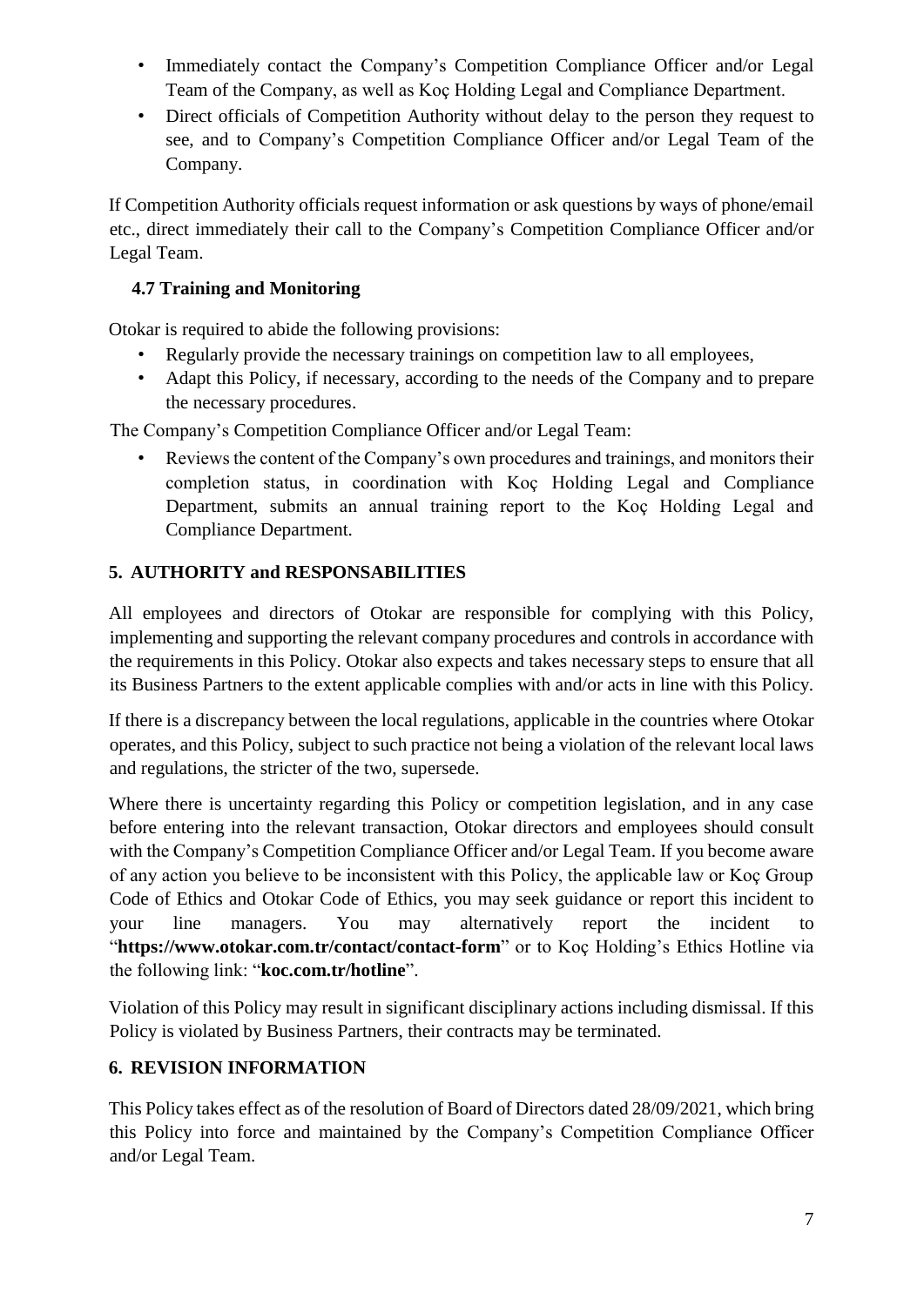- Immediately contact the Company's Competition Compliance Officer and/or Legal Team of the Company, as well as Koç Holding Legal and Compliance Department.
- Direct officials of Competition Authority without delay to the person they request to see, and to Company's Competition Compliance Officer and/or Legal Team of the Company.

If Competition Authority officials request information or ask questions by ways of phone/email etc., direct immediately their call to the Company's Competition Compliance Officer and/or Legal Team.

### 4.7 Training and Monitoring

Otokar is required to abide the following provisions:

- Regularly provide the necessary trainings on competition law to all employees,
- Adapt this Policy, if necessary, according to the needs of the Company and to prepare the necessary procedures.

The Company's Competition Compliance Officer and/or Legal Team:

- Reviews the content of the Company's own procedures and trainings, and monitors their completion status, in coordination with Koç Holding Legal and Compliance Department, submits an annual training report to the Koç Holding Legal and Compliance Department.

## 5. AUTHORITY and RESPONSABILITIES

All employees and directors of Otokar are responsible for complying with this Policy, implementing and supporting the relevant company procedures and controls in accordance with the requirements in this Policy. Otokar also expects and takes necessary steps to ensure that all its Business Partners to the extent applicable complies with and/or acts in line with this Policy.

If there is a discrepancy between the local regulations, applicable in the countries where Otokar operates, and this Policy, subject to such practice not being a violation of the relevant local laws and regulations, the stricter of the two, supersede.

Where there is uncertainty regarding this Policy or competition legislation, and in any case before entering into the relevant transaction, Otokar directors and employees should consult with the Company's Competition Compliance Officer and/or Legal Team. If you become aware of any action you believe to be inconsistent with this Policy, the applicable law or Koç Group Code of Ethics and Otokar Code of Ethics, you may seek guidance or report this incident to your line managers. You may alternatively report the incident to "**https://www.otokar.com.tr/contact/contact-form**" or to Koç Holding's Ethics Hotline via the following link: "**koc.com.tr/hotline**".

Violation of this Policy may result in significant disciplinary actions including dismissal. If this Policy is violated by Business Partners, their contracts may be terminated.

## 6. REVISION INFORMATION

This Policy takes effect as of the resolution of Board of Directors dated 28/09/2021, which bring this Policy into force and maintained by the Company's Competition Compliance Officer and/or Legal Team.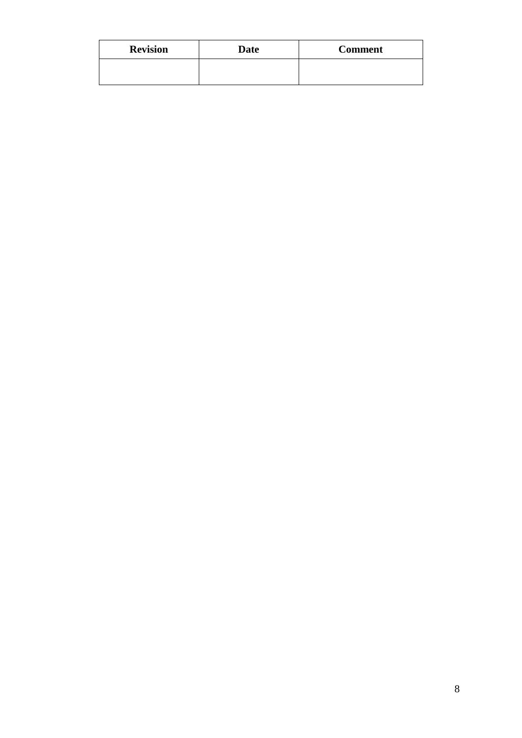| Revision | Date | Comment |
| --- | --- | --- |
| | | |